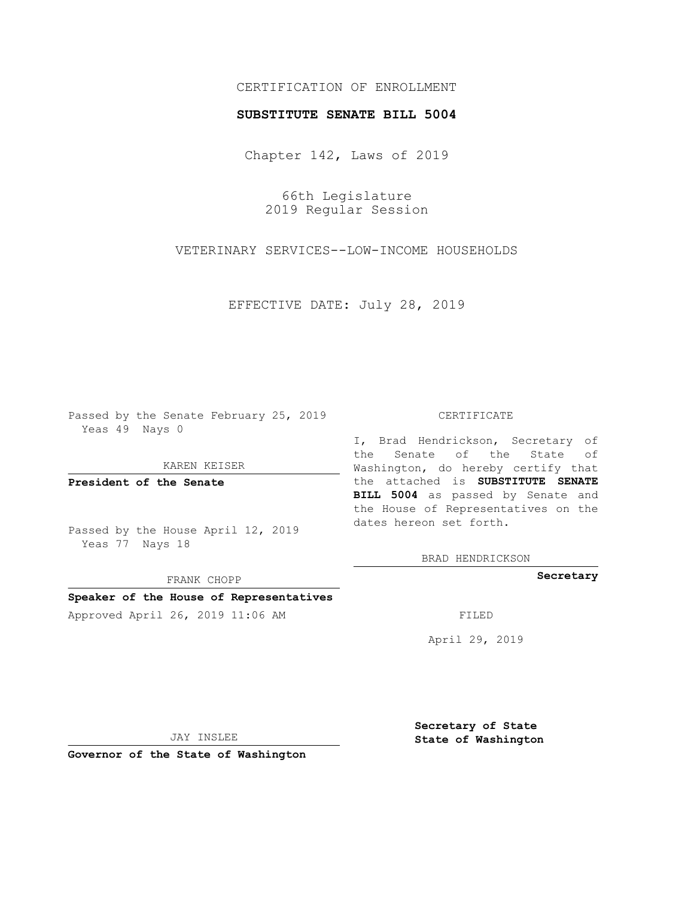CERTIFICATION OF ENROLLMENT

**SUBSTITUTE SENATE BILL 5004**

Chapter 142, Laws of 2019

66th Legislature
2019 Regular Session

VETERINARY SERVICES--LOW-INCOME HOUSEHOLDS

EFFECTIVE DATE: July 28, 2019

Passed by the Senate February 25, 2019
Yeas 49 Nays 0

KAREN KEISER

**President of the Senate**

Passed by the House April 12, 2019
Yeas 77 Nays 18

FRANK CHOPP

**Speaker of the House of Representatives**

Approved April 26, 2019 11:06 AM

JAY INSLEE

**Governor of the State of Washington**

CERTIFICATE

I, Brad Hendrickson, Secretary of the Senate of the State of Washington, do hereby certify that the attached is **SUBSTITUTE SENATE BILL 5004** as passed by Senate and the House of Representatives on the dates hereon set forth.

BRAD HENDRICKSON

**Secretary**

FILED

April 29, 2019

**Secretary of State**
**State of Washington**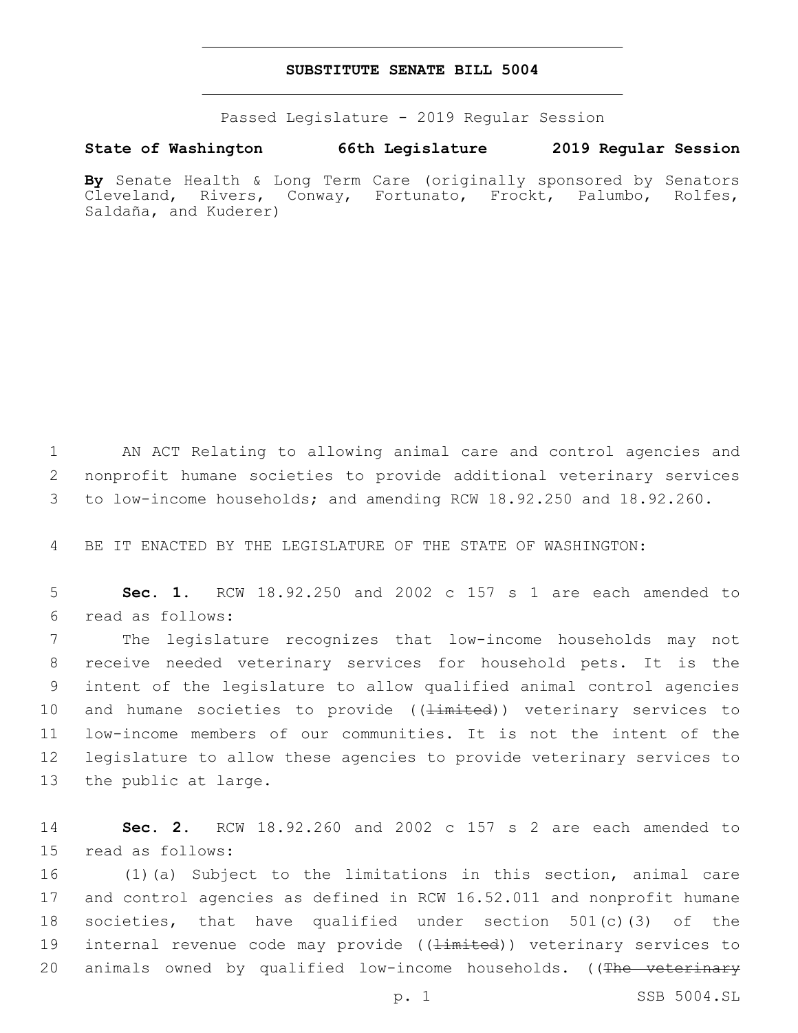# SUBSTITUTE SENATE BILL 5004

Passed Legislature - 2019 Regular Session

**State of Washington 66th Legislature 2019 Regular Session**

**By** Senate Health & Long Term Care (originally sponsored by Senators Cleveland, Rivers, Conway, Fortunato, Frockt, Palumbo, Rolfes, Saldaña, and Kuderer)

1 AN ACT Relating to allowing animal care and control agencies and 2 nonprofit humane societies to provide additional veterinary services 3 to low-income households; and amending RCW 18.92.250 and 18.92.260.

4 BE IT ENACTED BY THE LEGISLATURE OF THE STATE OF WASHINGTON:

5 **Sec. 1.** RCW 18.92.250 and 2002 c 157 s 1 are each amended to 6 read as follows:

7 The legislature recognizes that low-income households may not 8 receive needed veterinary services for household pets. It is the 9 intent of the legislature to allow qualified animal control agencies 10 and humane societies to provide ((~~limited~~)) veterinary services to 11 low-income members of our communities. It is not the intent of the 12 legislature to allow these agencies to provide veterinary services to 13 the public at large.

14 **Sec. 2.** RCW 18.92.260 and 2002 c 157 s 2 are each amended to 15 read as follows:

16 (1)(a) Subject to the limitations in this section, animal care 17 and control agencies as defined in RCW 16.52.011 and nonprofit humane 18 societies, that have qualified under section 501(c)(3) of the 19 internal revenue code may provide ((~~limited~~)) veterinary services to 20 animals owned by qualified low-income households. ((~~The veterinary~~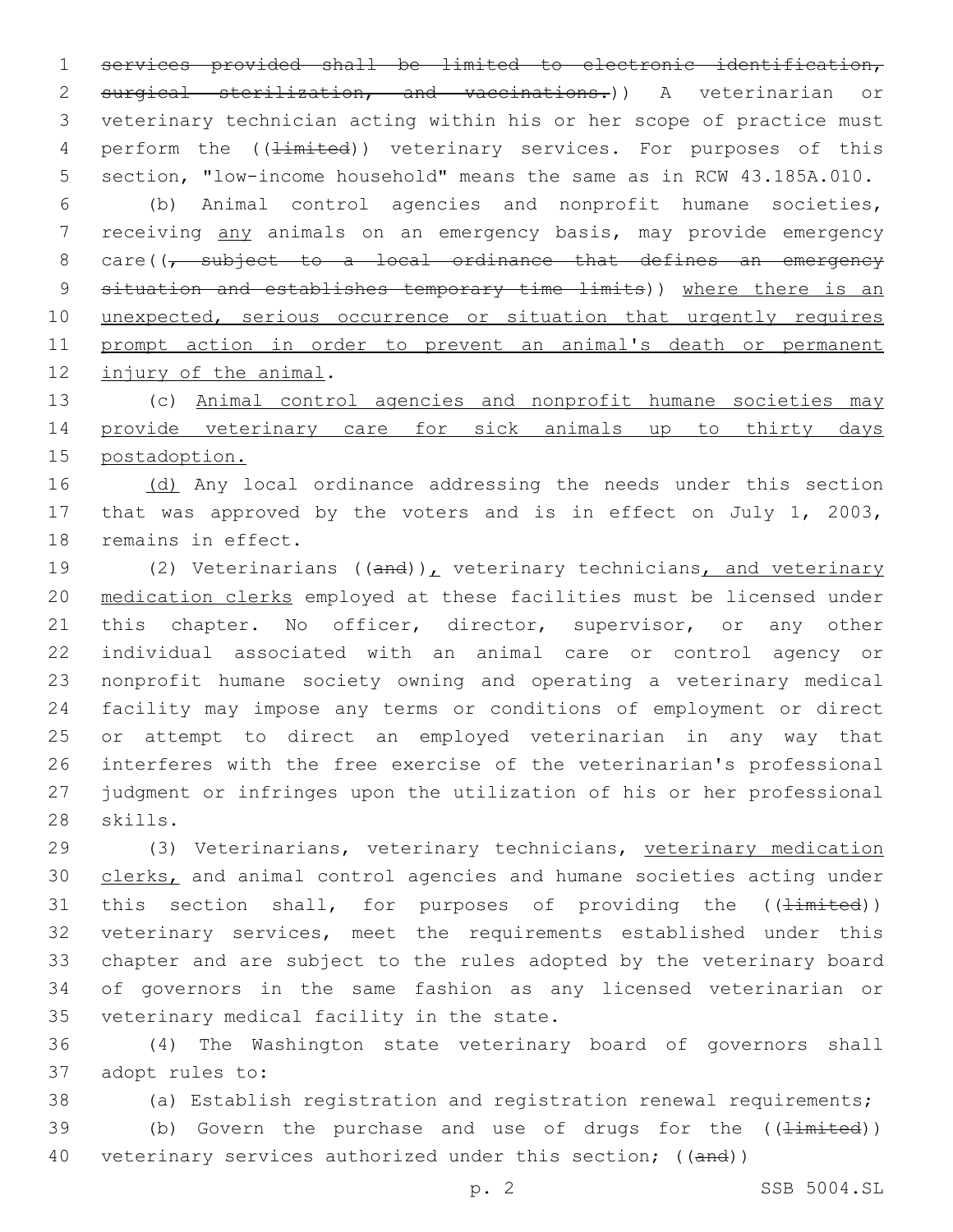services provided shall be limited to electronic identification, surgical sterilization, and vaccinations.)) A veterinarian or veterinary technician acting within his or her scope of practice must perform the ((limited)) veterinary services. For purposes of this section, "low-income household" means the same as in RCW 43.185A.010.

(b) Animal control agencies and nonprofit humane societies, receiving any animals on an emergency basis, may provide emergency care((, subject to a local ordinance that defines an emergency situation and establishes temporary time limits)) where there is an unexpected, serious occurrence or situation that urgently requires prompt action in order to prevent an animal's death or permanent injury of the animal.

(c) Animal control agencies and nonprofit humane societies may provide veterinary care for sick animals up to thirty days postadoption.

(d) Any local ordinance addressing the needs under this section that was approved by the voters and is in effect on July 1, 2003, remains in effect.

(2) Veterinarians ((and)), veterinary technicians, and veterinary medication clerks employed at these facilities must be licensed under this chapter. No officer, director, supervisor, or any other individual associated with an animal care or control agency or nonprofit humane society owning and operating a veterinary medical facility may impose any terms or conditions of employment or direct or attempt to direct an employed veterinarian in any way that interferes with the free exercise of the veterinarian's professional judgment or infringes upon the utilization of his or her professional skills.

(3) Veterinarians, veterinary technicians, veterinary medication clerks, and animal control agencies and humane societies acting under this section shall, for purposes of providing the ((limited)) veterinary services, meet the requirements established under this chapter and are subject to the rules adopted by the veterinary board of governors in the same fashion as any licensed veterinarian or veterinary medical facility in the state.

(4) The Washington state veterinary board of governors shall adopt rules to:

(a) Establish registration and registration renewal requirements;

(b) Govern the purchase and use of drugs for the ((limited)) veterinary services authorized under this section; ((and))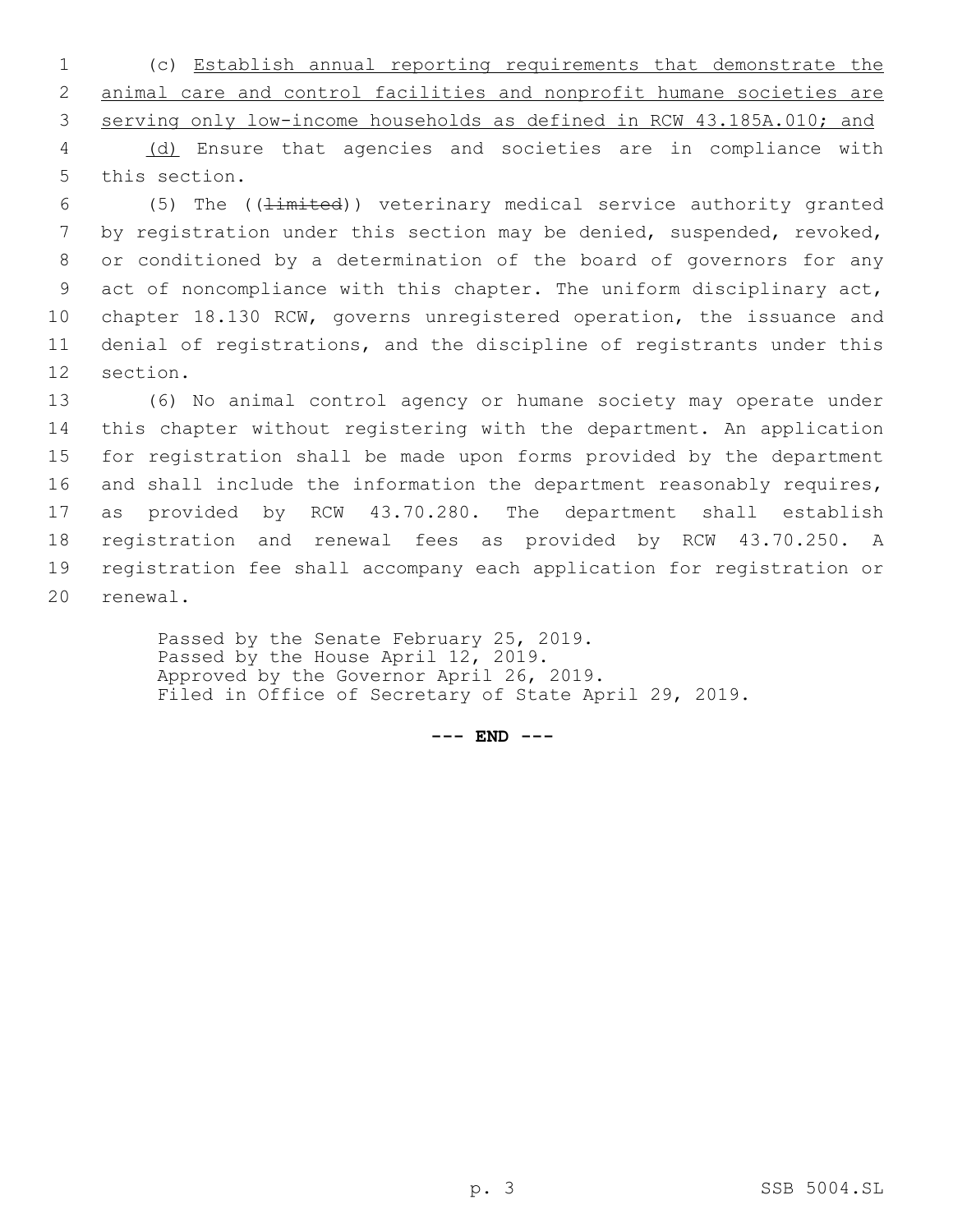(c) <u>Establish annual reporting requirements that demonstrate the animal care and control facilities and nonprofit humane societies are serving only low-income households as defined in RCW 43.185A.010; and</u>

<u>(d)</u> Ensure that agencies and societies are in compliance with this section.

(5) The ((~~limited~~)) veterinary medical service authority granted by registration under this section may be denied, suspended, revoked, or conditioned by a determination of the board of governors for any act of noncompliance with this chapter. The uniform disciplinary act, chapter 18.130 RCW, governs unregistered operation, the issuance and denial of registrations, and the discipline of registrants under this section.

(6) No animal control agency or humane society may operate under this chapter without registering with the department. An application for registration shall be made upon forms provided by the department and shall include the information the department reasonably requires, as provided by RCW 43.70.280. The department shall establish registration and renewal fees as provided by RCW 43.70.250. A registration fee shall accompany each application for registration or renewal.

Passed by the Senate February 25, 2019.
Passed by the House April 12, 2019.
Approved by the Governor April 26, 2019.
Filed in Office of Secretary of State April 29, 2019.

**--- END ---**